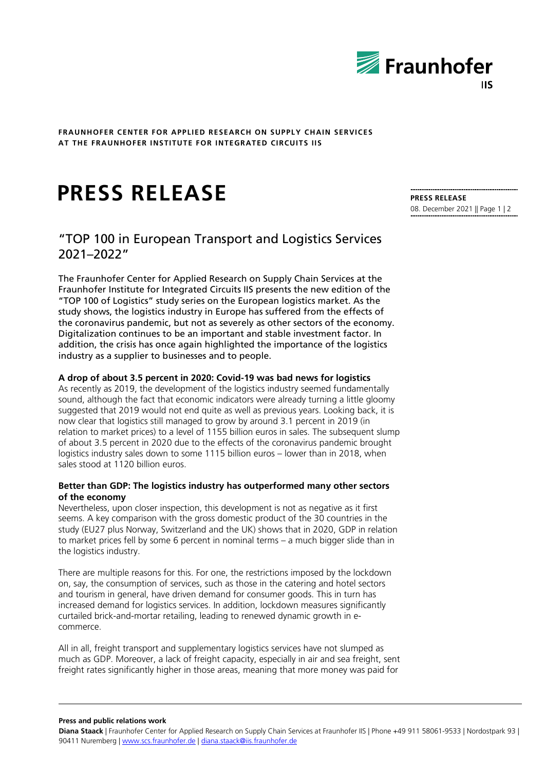**FRAUNHOFER CENTER FOR APPLIED RESEARCH ON SUPPLY CHAIN SERVICES AT THE FRAUNHOFER INSTITUTE FOR INTEGRATED CIRCUITS IIS**

# PRESS RELEASE

**PRESS RELEASE**
08. December 2021

## "TOP 100 in European Transport and Logistics Services 2021–2022"

The Fraunhofer Center for Applied Research on Supply Chain Services at the Fraunhofer Institute for Integrated Circuits IIS presents the new edition of the "TOP 100 of Logistics" study series on the European logistics market. As the study shows, the logistics industry in Europe has suffered from the effects of the coronavirus pandemic, but not as severely as other sectors of the economy. Digitalization continues to be an important and stable investment factor. In addition, the crisis has once again highlighted the importance of the logistics industry as a supplier to businesses and to people.

**A drop of about 3.5 percent in 2020: Covid-19 was bad news for logistics**

As recently as 2019, the development of the logistics industry seemed fundamentally sound, although the fact that economic indicators were already turning a little gloomy suggested that 2019 would not end quite as well as previous years. Looking back, it is now clear that logistics still managed to grow by around 3.1 percent in 2019 (in relation to market prices) to a level of 1155 billion euros in sales. The subsequent slump of about 3.5 percent in 2020 due to the effects of the coronavirus pandemic brought logistics industry sales down to some 1115 billion euros – lower than in 2018, when sales stood at 1120 billion euros.

**Better than GDP: The logistics industry has outperformed many other sectors of the economy**

Nevertheless, upon closer inspection, this development is not as negative as it first seems. A key comparison with the gross domestic product of the 30 countries in the study (EU27 plus Norway, Switzerland and the UK) shows that in 2020, GDP in relation to market prices fell by some 6 percent in nominal terms – a much bigger slide than in the logistics industry.

There are multiple reasons for this. For one, the restrictions imposed by the lockdown on, say, the consumption of services, such as those in the catering and hotel sectors and tourism in general, have driven demand for consumer goods. This in turn has increased demand for logistics services. In addition, lockdown measures significantly curtailed brick-and-mortar retailing, leading to renewed dynamic growth in e-commerce.

All in all, freight transport and supplementary logistics services have not slumped as much as GDP. Moreover, a lack of freight capacity, especially in air and sea freight, sent freight rates significantly higher in those areas, meaning that more money was paid for

**Press and public relations work**

**Diana Staack** | Fraunhofer Center for Applied Research on Supply Chain Services at Fraunhofer IIS | Phone +49 911 58061-9533 | Nordostpark 93 | 90411 Nuremberg | www.scs.fraunhofer.de | diana.staack@iis.fraunhofer.de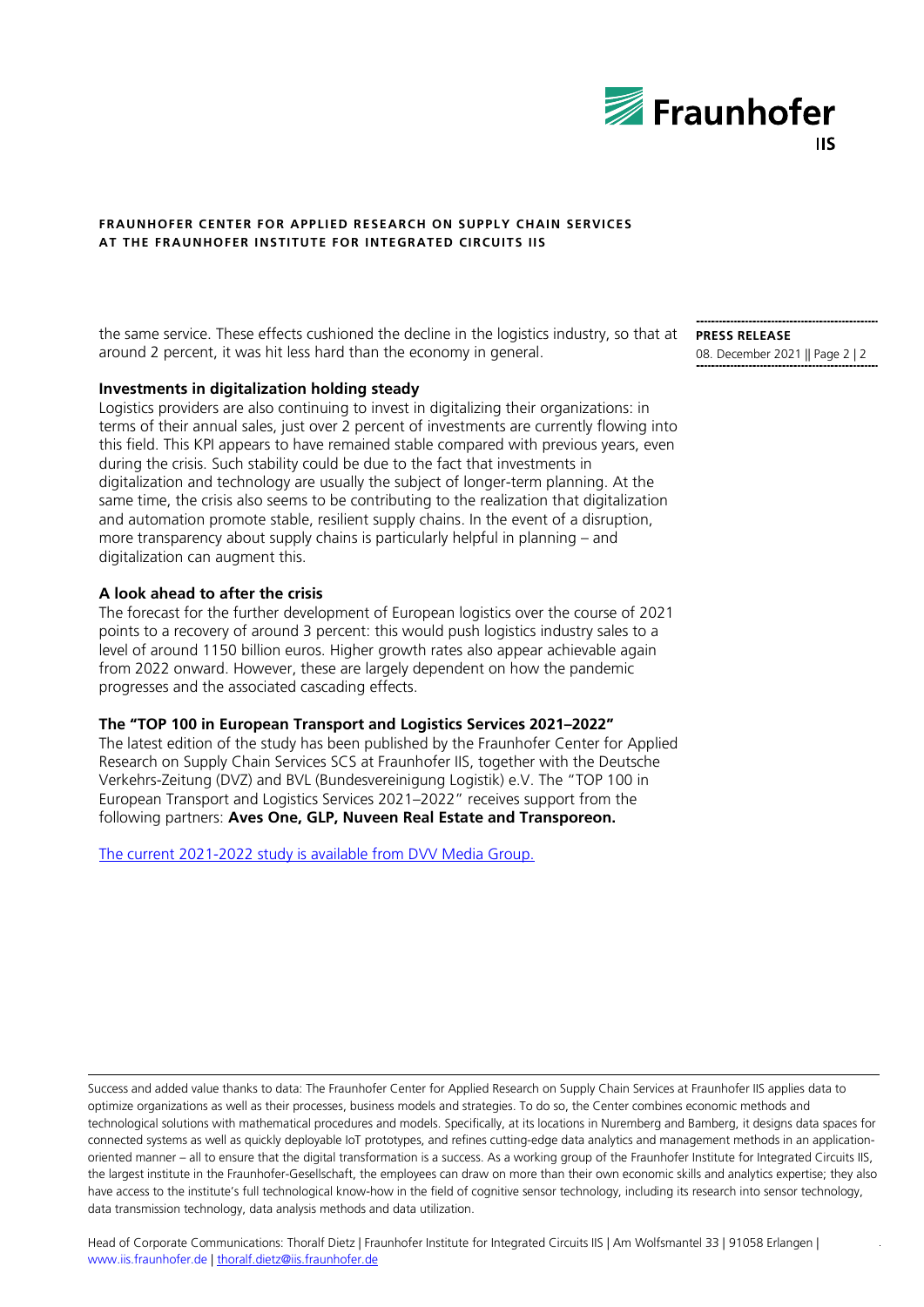the same service. These effects cushioned the decline in the logistics industry, so that at around 2 percent, it was hit less hard than the economy in general.

**Investments in digitalization holding steady**

Logistics providers are also continuing to invest in digitalizing their organizations: in terms of their annual sales, just over 2 percent of investments are currently flowing into this field. This KPI appears to have remained stable compared with previous years, even during the crisis. Such stability could be due to the fact that investments in digitalization and technology are usually the subject of longer-term planning. At the same time, the crisis also seems to be contributing to the realization that digitalization and automation promote stable, resilient supply chains. In the event of a disruption, more transparency about supply chains is particularly helpful in planning – and digitalization can augment this.

**A look ahead to after the crisis**

The forecast for the further development of European logistics over the course of 2021 points to a recovery of around 3 percent: this would push logistics industry sales to a level of around 1150 billion euros. Higher growth rates also appear achievable again from 2022 onward. However, these are largely dependent on how the pandemic progresses and the associated cascading effects.

**The "TOP 100 in European Transport and Logistics Services 2021–2022"**

The latest edition of the study has been published by the Fraunhofer Center for Applied Research on Supply Chain Services SCS at Fraunhofer IIS, together with the Deutsche Verkehrs-Zeitung (DVZ) and BVL (Bundesvereinigung Logistik) e.V. The "TOP 100 in European Transport and Logistics Services 2021–2022" receives support from the following partners: **Aves One, GLP, Nuveen Real Estate and Transporeon.**

The current 2021-2022 study is available from DVV Media Group.

---

Success and added value thanks to data: The Fraunhofer Center for Applied Research on Supply Chain Services at Fraunhofer IIS applies data to optimize organizations as well as their processes, business models and strategies. To do so, the Center combines economic methods and technological solutions with mathematical procedures and models. Specifically, at its locations in Nuremberg and Bamberg, it designs data spaces for connected systems as well as quickly deployable IoT prototypes, and refines cutting-edge data analytics and management methods in an application-oriented manner – all to ensure that the digital transformation is a success. As a working group of the Fraunhofer Institute for Integrated Circuits IIS, the largest institute in the Fraunhofer-Gesellschaft, the employees can draw on more than their own economic skills and analytics expertise; they also have access to the institute's full technological know-how in the field of cognitive sensor technology, including its research into sensor technology, data transmission technology, data analysis methods and data utilization.

Head of Corporate Communications: Thoralf Dietz | Fraunhofer Institute for Integrated Circuits IIS | Am Wolfsmantel 33 | 91058 Erlangen | www.iis.fraunhofer.de | thoralf.dietz@iis.fraunhofer.de